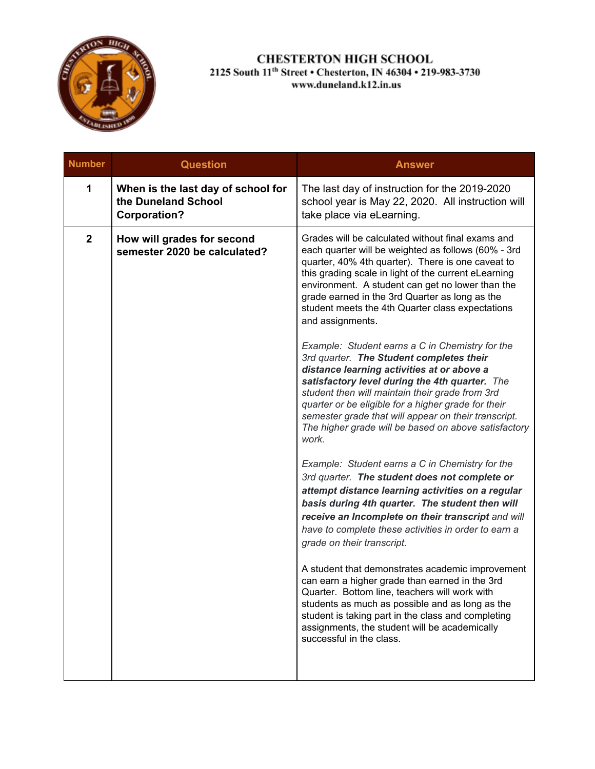# CHESTERTON HIGH SCHOOL

2125 South 11th Street • Chesterton, IN 46304 • 219-983-3730
www.duneland.k12.in.us

| Number | Question | Answer |
|---|---|---|
| 1 | **When is the last day of school for the Duneland School Corporation?** | The last day of instruction for the 2019-2020 school year is May 22, 2020. All instruction will take place via eLearning. |
| 2 | **How will grades for second semester 2020 be calculated?** | Grades will be calculated without final exams and each quarter will be weighted as follows (60% - 3rd quarter, 40% 4th quarter). There is one caveat to this grading scale in light of the current eLearning environment. A student can get no lower than the grade earned in the 3rd Quarter as long as the student meets the 4th Quarter class expectations and assignments.<br><br>*Example: Student earns a C in Chemistry for the 3rd quarter.* ***The Student completes their distance learning activities at or above a satisfactory level during the 4th quarter.*** *The student then will maintain their grade from 3rd quarter or be eligible for a higher grade for their semester grade that will appear on their transcript. The higher grade will be based on above satisfactory work.*<br><br>*Example: Student earns a C in Chemistry for the 3rd quarter.* ***The student does not complete or attempt distance learning activities on a regular basis during 4th quarter. The student then will receive an Incomplete on their transcript*** *and will have to complete these activities in order to earn a grade on their transcript.*<br><br>A student that demonstrates academic improvement can earn a higher grade than earned in the 3rd Quarter. Bottom line, teachers will work with students as much as possible and as long as the student is taking part in the class and completing assignments, the student will be academically successful in the class. |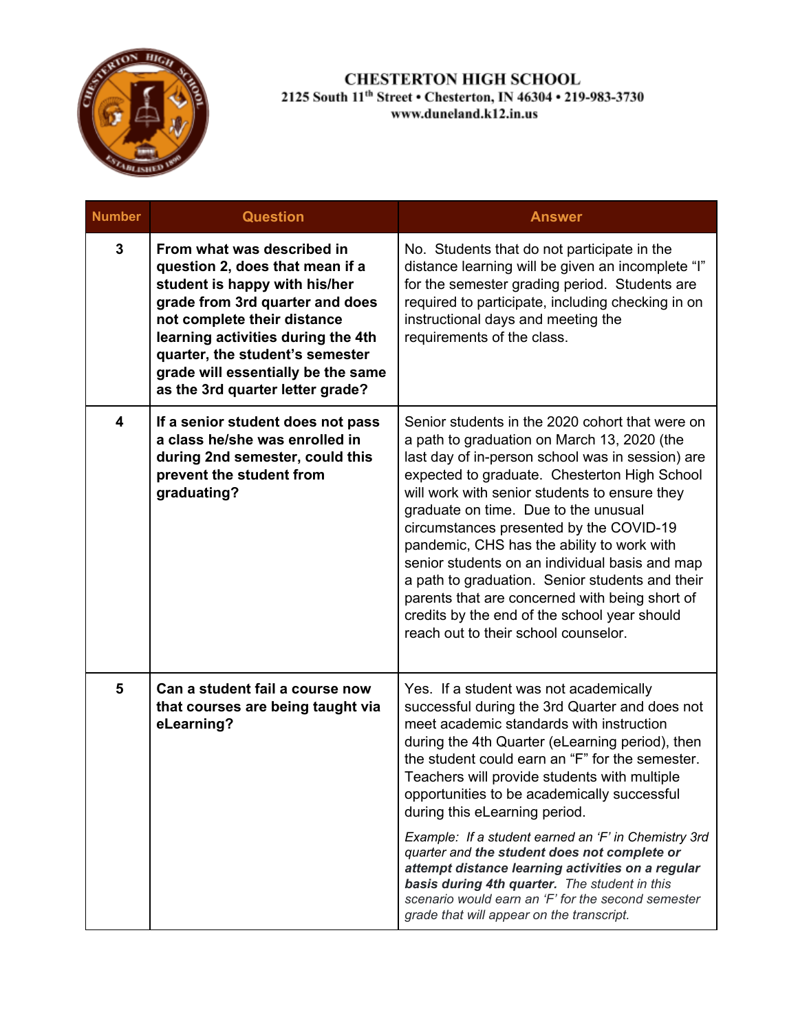**CHESTERTON HIGH SCHOOL**
2125 South 11th Street • Chesterton, IN 46304 • 219-983-3730
www.duneland.k12.in.us

| Number | Question | Answer |
|---|---|---|
| 3 | **From what was described in question 2, does that mean if a student is happy with his/her grade from 3rd quarter and does not complete their distance learning activities during the 4th quarter, the student's semester grade will essentially be the same as the 3rd quarter letter grade?** | No. Students that do not participate in the distance learning will be given an incomplete "I" for the semester grading period. Students are required to participate, including checking in on instructional days and meeting the requirements of the class. |
| 4 | **If a senior student does not pass a class he/she was enrolled in during 2nd semester, could this prevent the student from graduating?** | Senior students in the 2020 cohort that were on a path to graduation on March 13, 2020 (the last day of in-person school was in session) are expected to graduate. Chesterton High School will work with senior students to ensure they graduate on time. Due to the unusual circumstances presented by the COVID-19 pandemic, CHS has the ability to work with senior students on an individual basis and map a path to graduation. Senior students and their parents that are concerned with being short of credits by the end of the school year should reach out to their school counselor. |
| 5 | **Can a student fail a course now that courses are being taught via eLearning?** | Yes. If a student was not academically successful during the 3rd Quarter and does not meet academic standards with instruction during the 4th Quarter (eLearning period), then the student could earn an "F" for the semester. Teachers will provide students with multiple opportunities to be academically successful during this eLearning period.<br><br>*Example: If a student earned an 'F' in Chemistry 3rd quarter and **the student does not complete or attempt distance learning activities on a regular basis during 4th quarter.** The student in this scenario would earn an 'F' for the second semester grade that will appear on the transcript.* |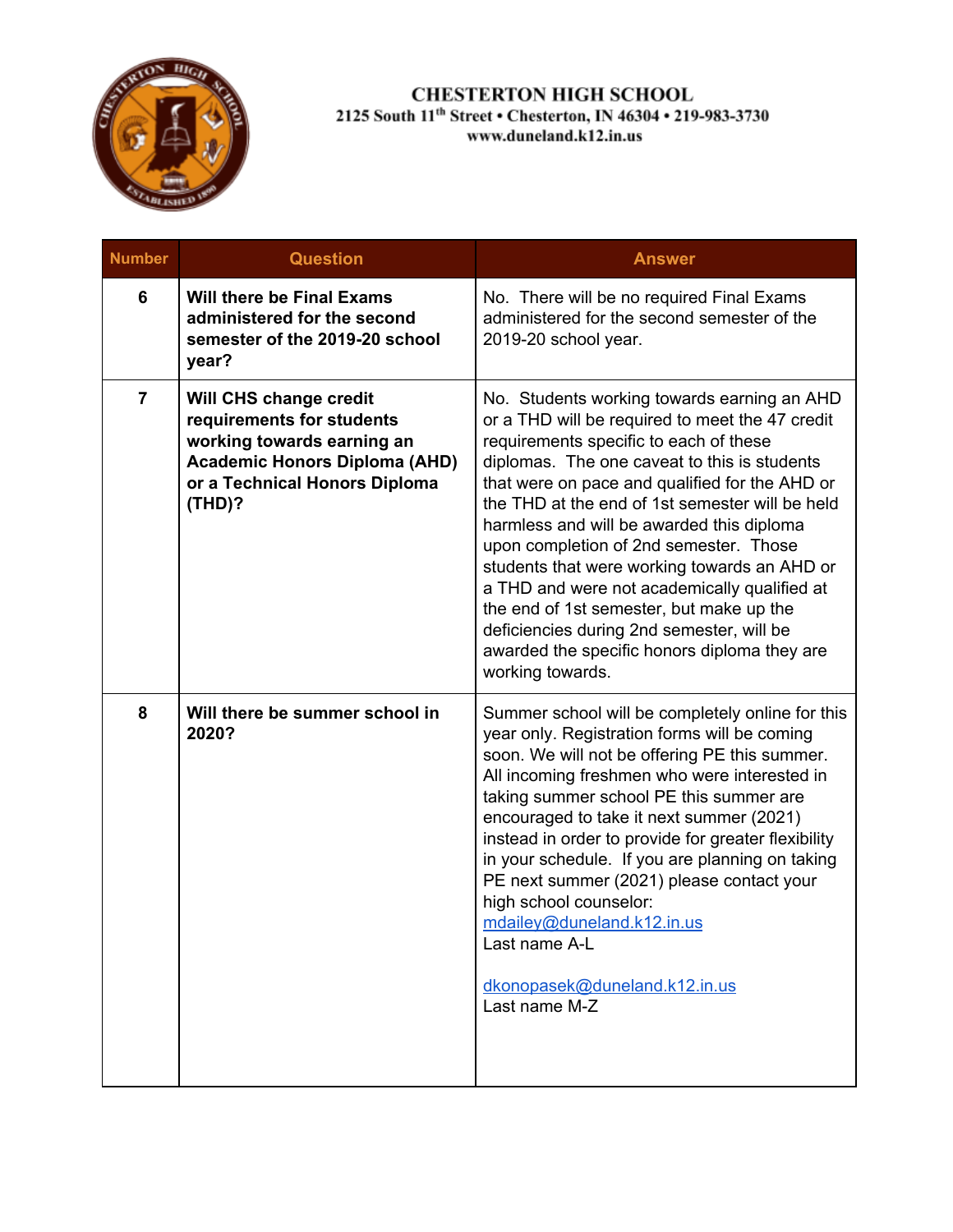**CHESTERTON HIGH SCHOOL**
2125 South 11th Street • Chesterton, IN 46304 • 219-983-3730
www.duneland.k12.in.us

| Number | Question | Answer |
|---|---|---|
| 6 | **Will there be Final Exams administered for the second semester of the 2019-20 school year?** | No. There will be no required Final Exams administered for the second semester of the 2019-20 school year. |
| 7 | **Will CHS change credit requirements for students working towards earning an Academic Honors Diploma (AHD) or a Technical Honors Diploma (THD)?** | No. Students working towards earning an AHD or a THD will be required to meet the 47 credit requirements specific to each of these diplomas. The one caveat to this is students that were on pace and qualified for the AHD or the THD at the end of 1st semester will be held harmless and will be awarded this diploma upon completion of 2nd semester. Those students that were working towards an AHD or a THD and were not academically qualified at the end of 1st semester, but make up the deficiencies during 2nd semester, will be awarded the specific honors diploma they are working towards. |
| 8 | **Will there be summer school in 2020?** | Summer school will be completely online for this year only. Registration forms will be coming soon. We will not be offering PE this summer. All incoming freshmen who were interested in taking summer school PE this summer are encouraged to take it next summer (2021) instead in order to provide for greater flexibility in your schedule. If you are planning on taking PE next summer (2021) please contact your high school counselor: mdailey@duneland.k12.in.us Last name A-L<br><br>dkonopasek@duneland.k12.in.us Last name M-Z |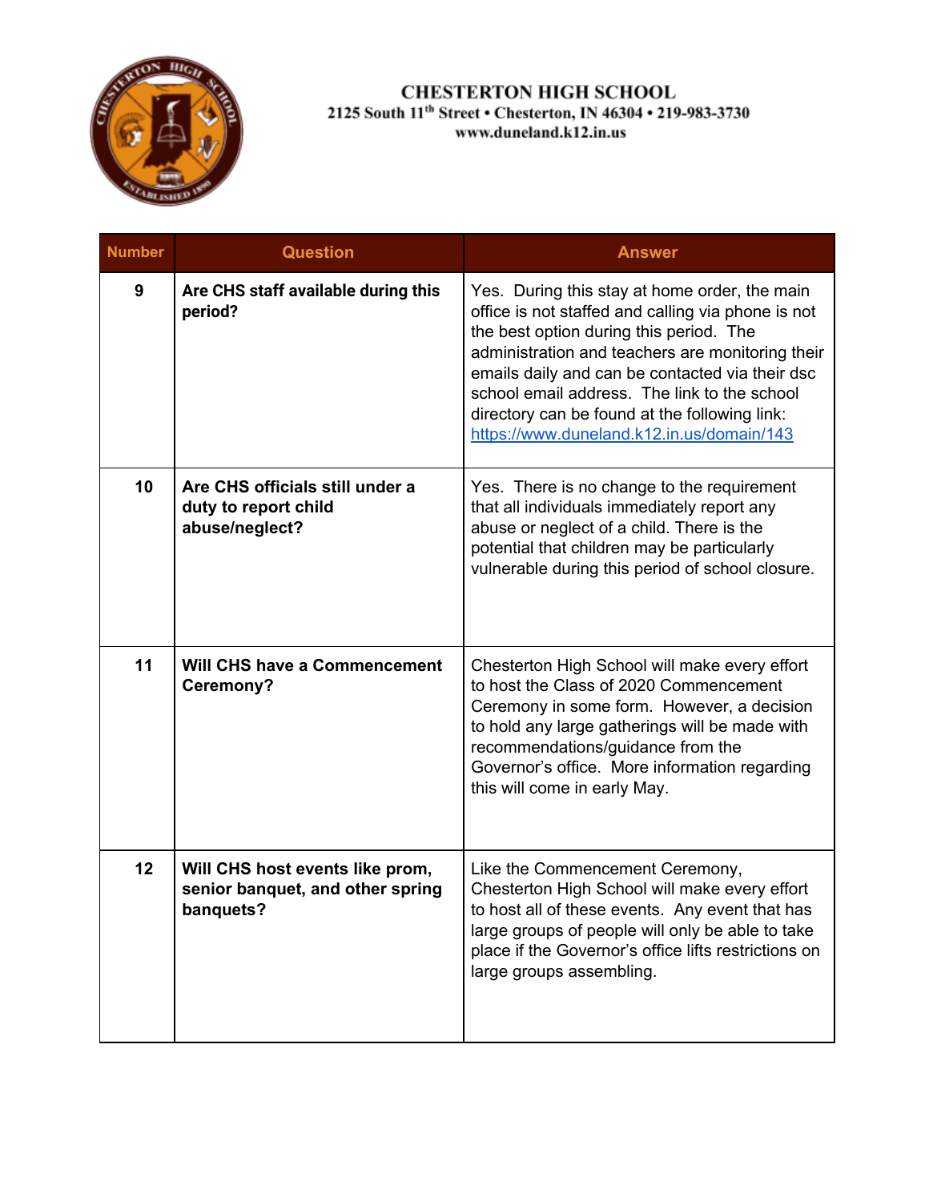**CHESTERTON HIGH SCHOOL**
2125 South 11th Street • Chesterton, IN 46304 • 219-983-3730
www.duneland.k12.in.us

| Number | Question | Answer |
|---|---|---|
| 9 | **Are CHS staff available during this period?** | Yes. During this stay at home order, the main office is not staffed and calling via phone is not the best option during this period. The administration and teachers are monitoring their emails daily and can be contacted via their dsc school email address. The link to the school directory can be found at the following link: https://www.duneland.k12.in.us/domain/143 |
| 10 | **Are CHS officials still under a duty to report child abuse/neglect?** | Yes. There is no change to the requirement that all individuals immediately report any abuse or neglect of a child. There is the potential that children may be particularly vulnerable during this period of school closure. |
| 11 | **Will CHS have a Commencement Ceremony?** | Chesterton High School will make every effort to host the Class of 2020 Commencement Ceremony in some form. However, a decision to hold any large gatherings will be made with recommendations/guidance from the Governor's office. More information regarding this will come in early May. |
| 12 | **Will CHS host events like prom, senior banquet, and other spring banquets?** | Like the Commencement Ceremony, Chesterton High School will make every effort to host all of these events. Any event that has large groups of people will only be able to take place if the Governor's office lifts restrictions on large groups assembling. |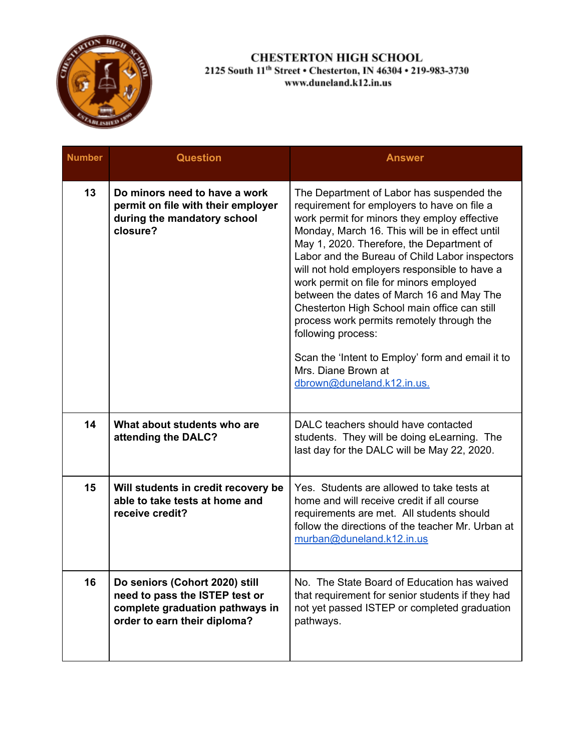**CHESTERTON HIGH SCHOOL**
2125 South 11th Street • Chesterton, IN 46304 • 219-983-3730
www.duneland.k12.in.us

| Number | Question | Answer |
|---|---|---|
| 13 | **Do minors need to have a work permit on file with their employer during the mandatory school closure?** | The Department of Labor has suspended the requirement for employers to have on file a work permit for minors they employ effective Monday, March 16. This will be in effect until May 1, 2020. Therefore, the Department of Labor and the Bureau of Child Labor inspectors will not hold employers responsible to have a work permit on file for minors employed between the dates of March 16 and May The Chesterton High School main office can still process work permits remotely through the following process:<br><br>Scan the 'Intent to Employ' form and email it to Mrs. Diane Brown at dbrown@duneland.k12.in.us. |
| 14 | **What about students who are attending the DALC?** | DALC teachers should have contacted students. They will be doing eLearning. The last day for the DALC will be May 22, 2020. |
| 15 | **Will students in credit recovery be able to take tests at home and receive credit?** | Yes. Students are allowed to take tests at home and will receive credit if all course requirements are met. All students should follow the directions of the teacher Mr. Urban at murban@duneland.k12.in.us |
| 16 | **Do seniors (Cohort 2020) still need to pass the ISTEP test or complete graduation pathways in order to earn their diploma?** | No. The State Board of Education has waived that requirement for senior students if they had not yet passed ISTEP or completed graduation pathways. |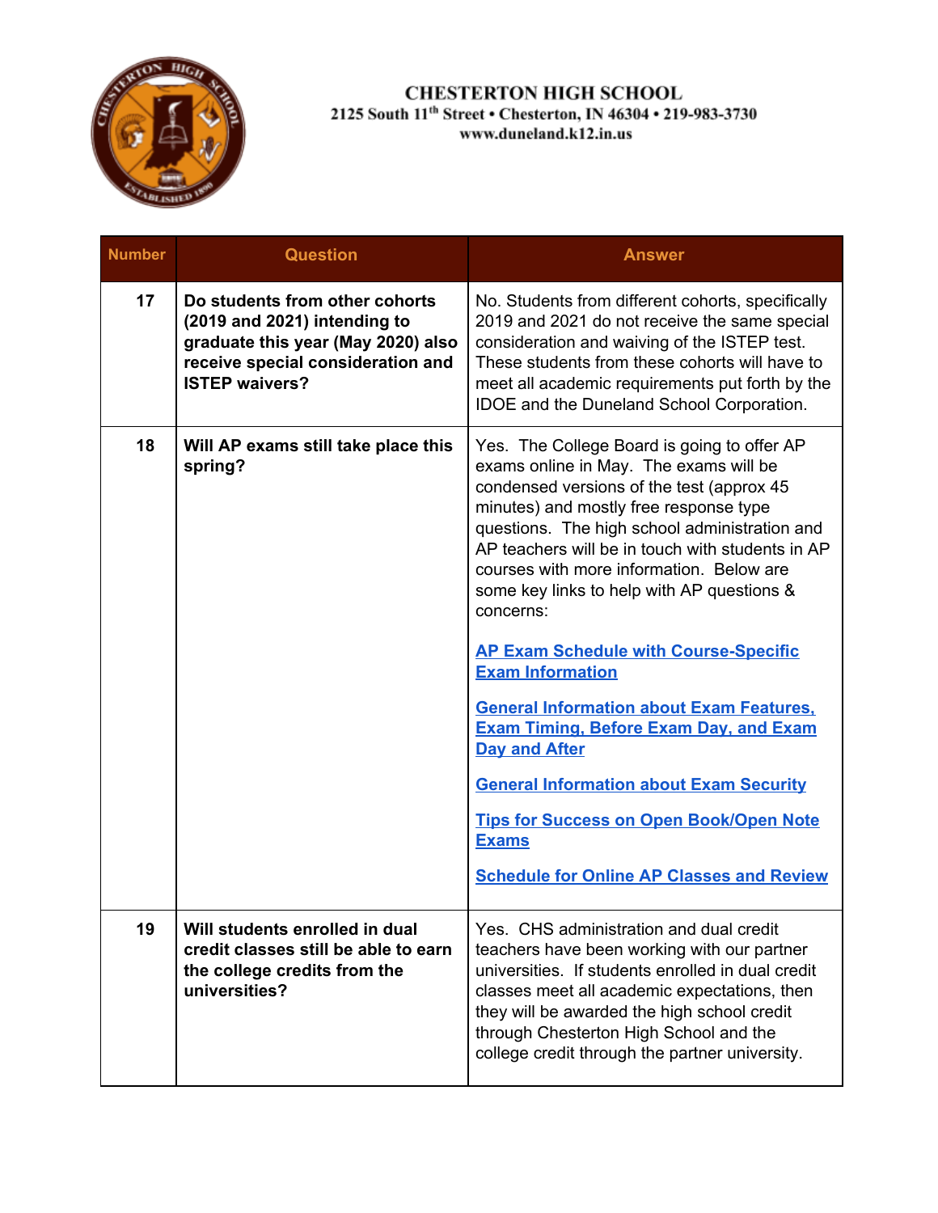**CHESTERTON HIGH SCHOOL**
2125 South 11th Street • Chesterton, IN 46304 • 219-983-3730
www.duneland.k12.in.us

| Number | Question | Answer |
|---|---|---|
| 17 | **Do students from other cohorts (2019 and 2021) intending to graduate this year (May 2020) also receive special consideration and ISTEP waivers?** | No. Students from different cohorts, specifically 2019 and 2021 do not receive the same special consideration and waiving of the ISTEP test. These students from these cohorts will have to meet all academic requirements put forth by the IDOE and the Duneland School Corporation. |
| 18 | **Will AP exams still take place this spring?** | Yes. The College Board is going to offer AP exams online in May. The exams will be condensed versions of the test (approx 45 minutes) and mostly free response type questions. The high school administration and AP teachers will be in touch with students in AP courses with more information. Below are some key links to help with AP questions & concerns: <br><br> **AP Exam Schedule with Course-Specific Exam Information** <br><br> **General Information about Exam Features, Exam Timing, Before Exam Day, and Exam Day and After** <br><br> **General Information about Exam Security** <br><br> **Tips for Success on Open Book/Open Note Exams** <br><br> **Schedule for Online AP Classes and Review** |
| 19 | **Will students enrolled in dual credit classes still be able to earn the college credits from the universities?** | Yes. CHS administration and dual credit teachers have been working with our partner universities. If students enrolled in dual credit classes meet all academic expectations, then they will be awarded the high school credit through Chesterton High School and the college credit through the partner university. |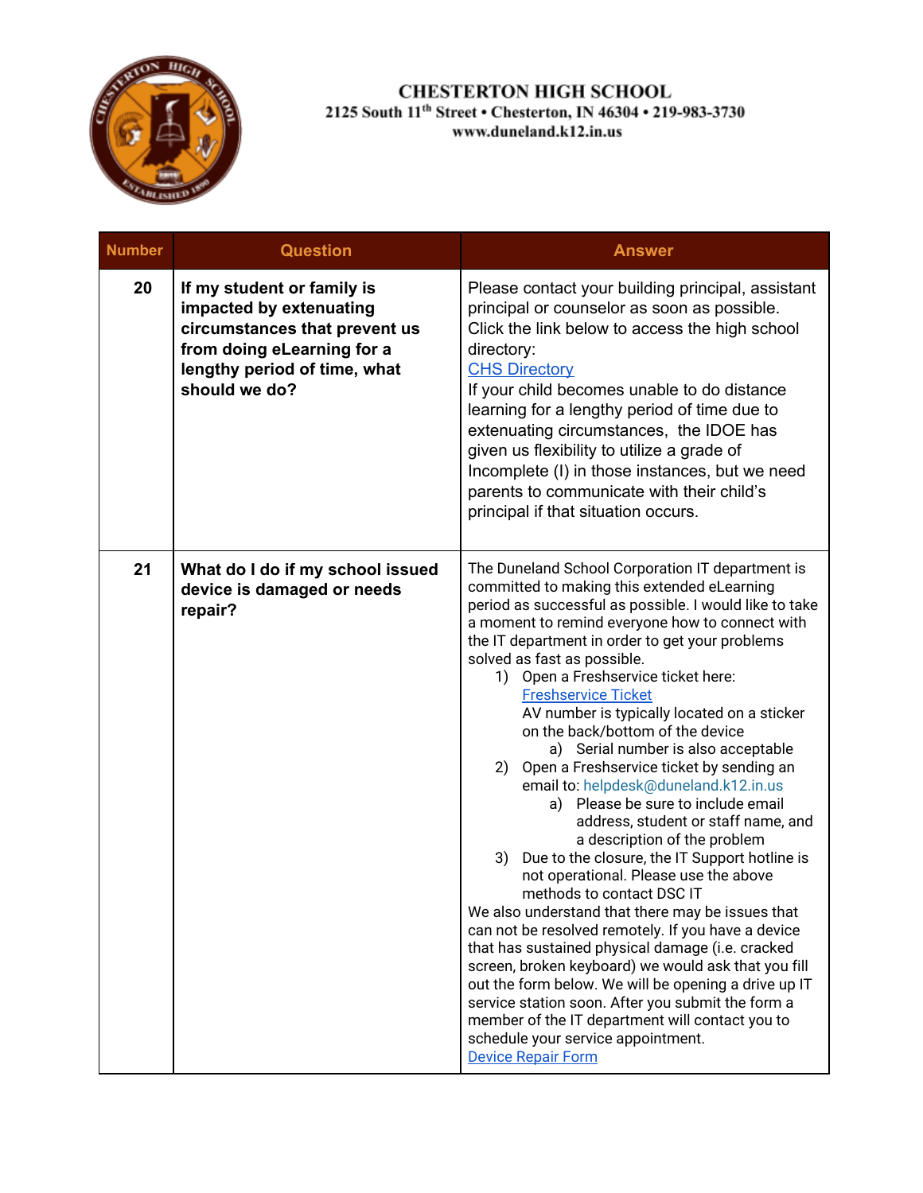**CHESTERTON HIGH SCHOOL**
2125 South 11th Street • Chesterton, IN 46304 • 219-983-3730
www.duneland.k12.in.us

| Number | Question | Answer |
|---|---|---|
| **20** | **If my student or family is impacted by extenuating circumstances that prevent us from doing eLearning for a lengthy period of time, what should we do?** | Please contact your building principal, assistant principal or counselor as soon as possible. Click the link below to access the high school directory: CHS Directory If your child becomes unable to do distance learning for a lengthy period of time due to extenuating circumstances, the IDOE has given us flexibility to utilize a grade of Incomplete (I) in those instances, but we need parents to communicate with their child's principal if that situation occurs. |
| **21** | **What do I do if my school issued device is damaged or needs repair?** | The Duneland School Corporation IT department is committed to making this extended eLearning period as successful as possible. I would like to take a moment to remind everyone how to connect with the IT department in order to get your problems solved as fast as possible.<br>1) Open a Freshservice ticket here: Freshservice Ticket AV number is typically located on a sticker on the back/bottom of the device<br>a) Serial number is also acceptable<br>2) Open a Freshservice ticket by sending an email to: helpdesk@duneland.k12.in.us<br>a) Please be sure to include email address, student or staff name, and a description of the problem<br>3) Due to the closure, the IT Support hotline is not operational. Please use the above methods to contact DSC IT<br>We also understand that there may be issues that can not be resolved remotely. If you have a device that has sustained physical damage (i.e. cracked screen, broken keyboard) we would ask that you fill out the form below. We will be opening a drive up IT service station soon. After you submit the form a member of the IT department will contact you to schedule your service appointment.<br>Device Repair Form |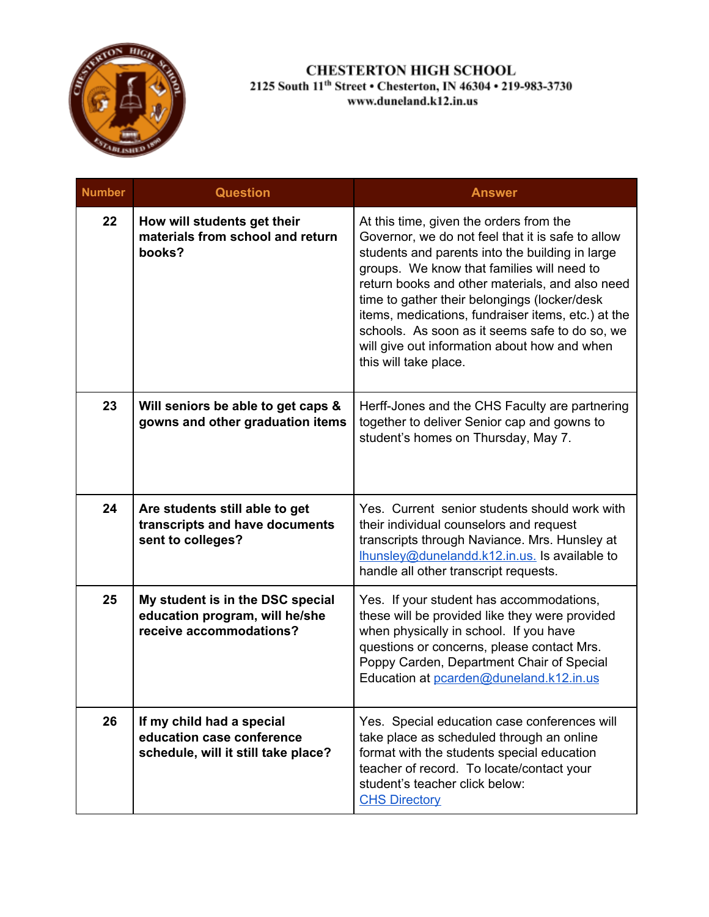**CHESTERTON HIGH SCHOOL**
2125 South 11th Street • Chesterton, IN 46304 • 219-983-3730
www.duneland.k12.in.us

| Number | Question | Answer |
|---|---|---|
| 22 | **How will students get their materials from school and return books?** | At this time, given the orders from the Governor, we do not feel that it is safe to allow students and parents into the building in large groups. We know that families will need to return books and other materials, and also need time to gather their belongings (locker/desk items, medications, fundraiser items, etc.) at the schools. As soon as it seems safe to do so, we will give out information about how and when this will take place. |
| 23 | **Will seniors be able to get caps & gowns and other graduation items** | Herff-Jones and the CHS Faculty are partnering together to deliver Senior cap and gowns to student's homes on Thursday, May 7. |
| 24 | **Are students still able to get transcripts and have documents sent to colleges?** | Yes. Current senior students should work with their individual counselors and request transcripts through Naviance. Mrs. Hunsley at lhunsley@dunelandd.k12.in.us. Is available to handle all other transcript requests. |
| 25 | **My student is in the DSC special education program, will he/she receive accommodations?** | Yes. If your student has accommodations, these will be provided like they were provided when physically in school. If you have questions or concerns, please contact Mrs. Poppy Carden, Department Chair of Special Education at pcarden@duneland.k12.in.us |
| 26 | **If my child had a special education case conference schedule, will it still take place?** | Yes. Special education case conferences will take place as scheduled through an online format with the students special education teacher of record. To locate/contact your student's teacher click below: CHS Directory |